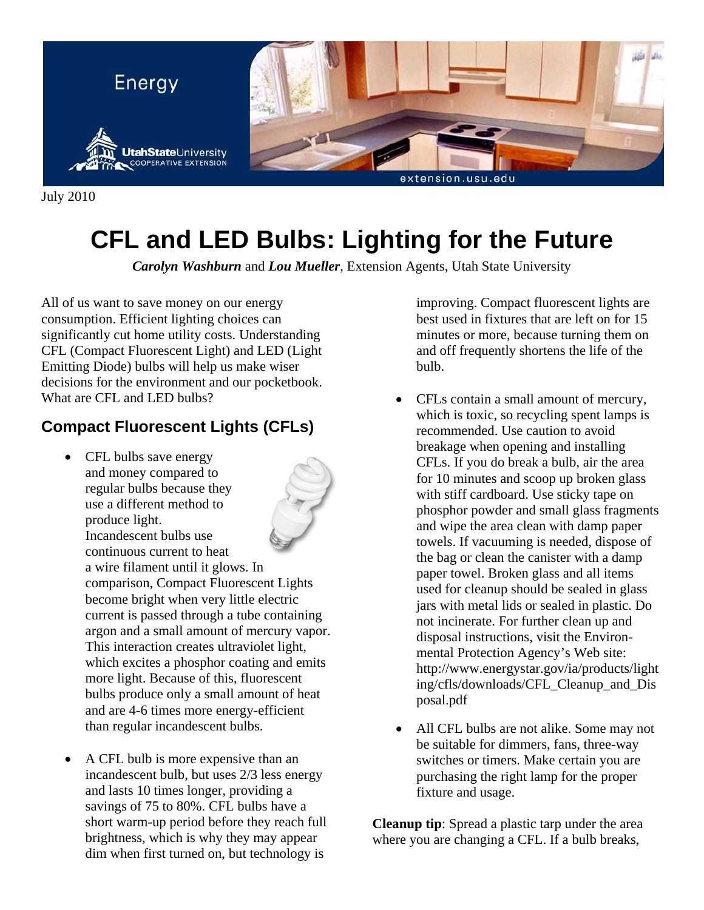Energy

Utah State University COOPERATIVE EXTENSION

extension.usu.edu

July 2010

# CFL and LED Bulbs: Lighting for the Future

***Carolyn Washburn*** and ***Lou Mueller***, Extension Agents, Utah State University

All of us want to save money on our energy consumption. Efficient lighting choices can significantly cut home utility costs. Understanding CFL (Compact Fluorescent Light) and LED (Light Emitting Diode) bulbs will help us make wiser decisions for the environment and our pocketbook. What are CFL and LED bulbs?

## Compact Fluorescent Lights (CFLs)

- CFL bulbs save energy and money compared to regular bulbs because they use a different method to produce light. Incandescent bulbs use continuous current to heat a wire filament until it glows. In comparison, Compact Fluorescent Lights become bright when very little electric current is passed through a tube containing argon and a small amount of mercury vapor. This interaction creates ultraviolet light, which excites a phosphor coating and emits more light. Because of this, fluorescent bulbs produce only a small amount of heat and are 4-6 times more energy-efficient than regular incandescent bulbs.

- A CFL bulb is more expensive than an incandescent bulb, but uses 2/3 less energy and lasts 10 times longer, providing a savings of 75 to 80%. CFL bulbs have a short warm-up period before they reach full brightness, which is why they may appear dim when first turned on, but technology is improving. Compact fluorescent lights are best used in fixtures that are left on for 15 minutes or more, because turning them on and off frequently shortens the life of the bulb.

- CFLs contain a small amount of mercury, which is toxic, so recycling spent lamps is recommended. Use caution to avoid breakage when opening and installing CFLs. If you do break a bulb, air the area for 10 minutes and scoop up broken glass with stiff cardboard. Use sticky tape on phosphor powder and small glass fragments and wipe the area clean with damp paper towels. If vacuuming is needed, dispose of the bag or clean the canister with a damp paper towel. Broken glass and all items used for cleanup should be sealed in glass jars with metal lids or sealed in plastic. Do not incinerate. For further clean up and disposal instructions, visit the Environmental Protection Agency's Web site: http://www.energystar.gov/ia/products/lighting/cfls/downloads/CFL_Cleanup_and_Disposal.pdf

- All CFL bulbs are not alike. Some may not be suitable for dimmers, fans, three-way switches or timers. Make certain you are purchasing the right lamp for the proper fixture and usage.

**Cleanup tip**: Spread a plastic tarp under the area where you are changing a CFL. If a bulb breaks,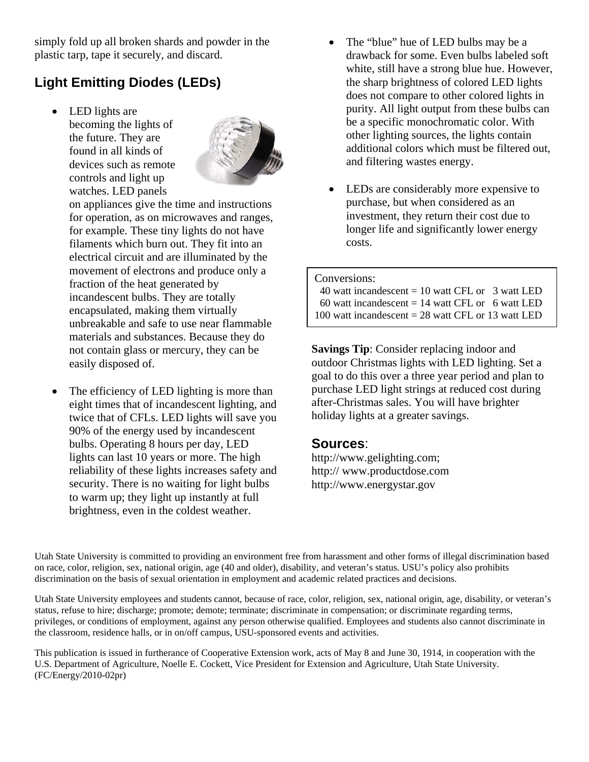simply fold up all broken shards and powder in the plastic tarp, tape it securely, and discard.

## Light Emitting Diodes (LEDs)

- LED lights are becoming the lights of the future. They are found in all kinds of devices such as remote controls and light up watches. LED panels on appliances give the time and instructions for operation, as on microwaves and ranges, for example. These tiny lights do not have filaments which burn out. They fit into an electrical circuit and are illuminated by the movement of electrons and produce only a fraction of the heat generated by incandescent bulbs. They are totally encapsulated, making them virtually unbreakable and safe to use near flammable materials and substances. Because they do not contain glass or mercury, they can be easily disposed of.

- The efficiency of LED lighting is more than eight times that of incandescent lighting, and twice that of CFLs. LED lights will save you 90% of the energy used by incandescent bulbs. Operating 8 hours per day, LED lights can last 10 years or more. The high reliability of these lights increases safety and security. There is no waiting for light bulbs to warm up; they light up instantly at full brightness, even in the coldest weather.

- The "blue" hue of LED bulbs may be a drawback for some. Even bulbs labeled soft white, still have a strong blue hue. However, the sharp brightness of colored LED lights does not compare to other colored lights in purity. All light output from these bulbs can be a specific monochromatic color. With other lighting sources, the lights contain additional colors which must be filtered out, and filtering wastes energy.

- LEDs are considerably more expensive to purchase, but when considered as an investment, they return their cost due to longer life and significantly lower energy costs.

Conversions:
40 watt incandescent = 10 watt CFL or 3 watt LED
60 watt incandescent = 14 watt CFL or 6 watt LED
100 watt incandescent = 28 watt CFL or 13 watt LED

**Savings Tip**: Consider replacing indoor and outdoor Christmas lights with LED lighting. Set a goal to do this over a three year period and plan to purchase LED light strings at reduced cost during after-Christmas sales. You will have brighter holiday lights at a greater savings.

## Sources:

http://www.gelighting.com;
http:// www.productdose.com
http://www.energystar.gov

Utah State University is committed to providing an environment free from harassment and other forms of illegal discrimination based on race, color, religion, sex, national origin, age (40 and older), disability, and veteran's status. USU's policy also prohibits discrimination on the basis of sexual orientation in employment and academic related practices and decisions.

Utah State University employees and students cannot, because of race, color, religion, sex, national origin, age, disability, or veteran's status, refuse to hire; discharge; promote; demote; terminate; discriminate in compensation; or discriminate regarding terms, privileges, or conditions of employment, against any person otherwise qualified. Employees and students also cannot discriminate in the classroom, residence halls, or in on/off campus, USU-sponsored events and activities.

This publication is issued in furtherance of Cooperative Extension work, acts of May 8 and June 30, 1914, in cooperation with the U.S. Department of Agriculture, Noelle E. Cockett, Vice President for Extension and Agriculture, Utah State University. (FC/Energy/2010-02pr)